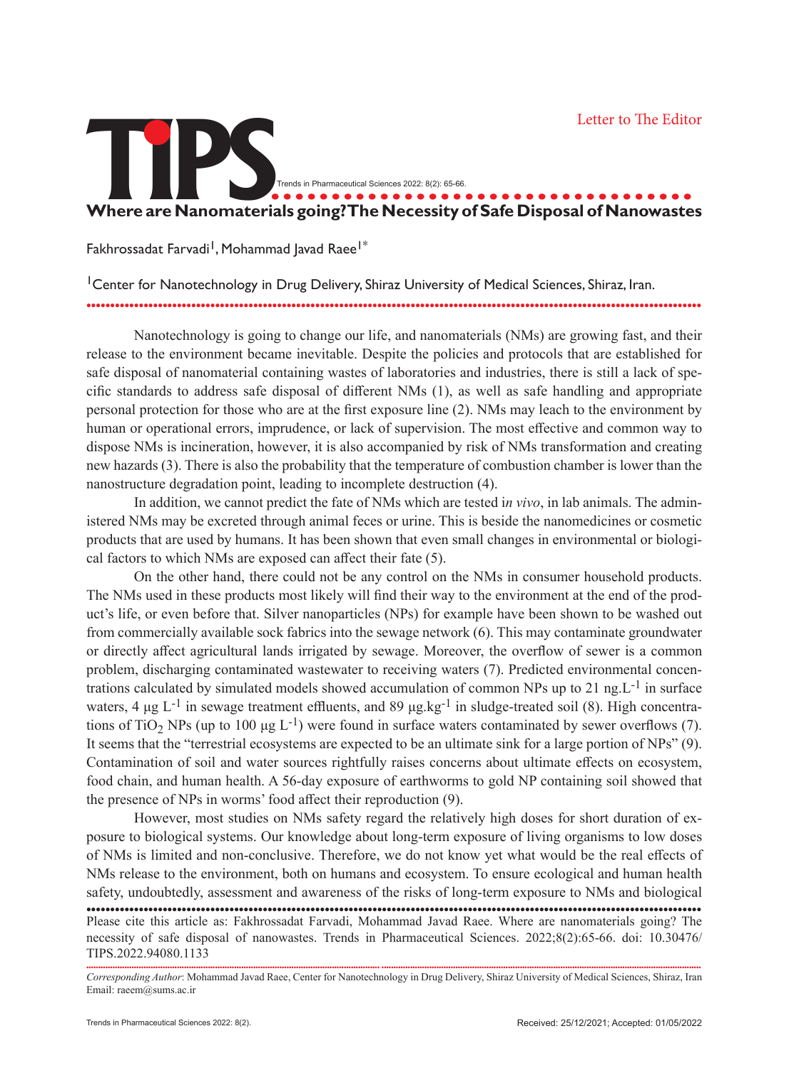Letter to The Editor

# Where are Nanomaterials going? The Necessity of Safe Disposal of Nanowastes

Fakhrossadat Farvadi[1], Mohammad Javad Raee[1]*

[1]Center for Nanotechnology in Drug Delivery, Shiraz University of Medical Sciences, Shiraz, Iran.

Nanotechnology is going to change our life, and nanomaterials (NMs) are growing fast, and their release to the environment became inevitable. Despite the policies and protocols that are established for safe disposal of nanomaterial containing wastes of laboratories and industries, there is still a lack of specific standards to address safe disposal of different NMs (1), as well as safe handling and appropriate personal protection for those who are at the first exposure line (2). NMs may leach to the environment by human or operational errors, imprudence, or lack of supervision. The most effective and common way to dispose NMs is incineration, however, it is also accompanied by risk of NMs transformation and creating new hazards (3). There is also the probability that the temperature of combustion chamber is lower than the nanostructure degradation point, leading to incomplete destruction (4).

In addition, we cannot predict the fate of NMs which are tested i*n vivo*, in lab animals. The administered NMs may be excreted through animal feces or urine. This is beside the nanomedicines or cosmetic products that are used by humans. It has been shown that even small changes in environmental or biological factors to which NMs are exposed can affect their fate (5).

On the other hand, there could not be any control on the NMs in consumer household products. The NMs used in these products most likely will find their way to the environment at the end of the product's life, or even before that. Silver nanoparticles (NPs) for example have been shown to be washed out from commercially available sock fabrics into the sewage network (6). This may contaminate groundwater or directly affect agricultural lands irrigated by sewage. Moreover, the overflow of sewer is a common problem, discharging contaminated wastewater to receiving waters (7). Predicted environmental concentrations calculated by simulated models showed accumulation of common NPs up to 21 ng.$L^{-1}$ in surface waters, 4 μg $L^{-1}$ in sewage treatment effluents, and 89 μg.$kg^{-1}$ in sludge-treated soil (8). High concentrations of $TiO_2$ NPs (up to 100 μg $L^{-1}$) were found in surface waters contaminated by sewer overflows (7). It seems that the "terrestrial ecosystems are expected to be an ultimate sink for a large portion of NPs" (9). Contamination of soil and water sources rightfully raises concerns about ultimate effects on ecosystem, food chain, and human health. A 56-day exposure of earthworms to gold NP containing soil showed that the presence of NPs in worms' food affect their reproduction (9).

However, most studies on NMs safety regard the relatively high doses for short duration of exposure to biological systems. Our knowledge about long-term exposure of living organisms to low doses of NMs is limited and non-conclusive. Therefore, we do not know yet what would be the real effects of NMs release to the environment, both on humans and ecosystem. To ensure ecological and human health safety, undoubtedly, assessment and awareness of the risks of long-term exposure to NMs and biological

Please cite this article as: Fakhrossadat Farvadi, Mohammad Javad Raee. Where are nanomaterials going? The necessity of safe disposal of nanowastes. Trends in Pharmaceutical Sciences. 2022;8(2):65-66. doi: 10.30476/TIPS.2022.94080.1133

*Corresponding Author*: Mohammad Javad Raee, Center for Nanotechnology in Drug Delivery, Shiraz University of Medical Sciences, Shiraz, Iran
Email: raeem@sums.ac.ir

Received: 25/12/2021; Accepted: 01/05/2022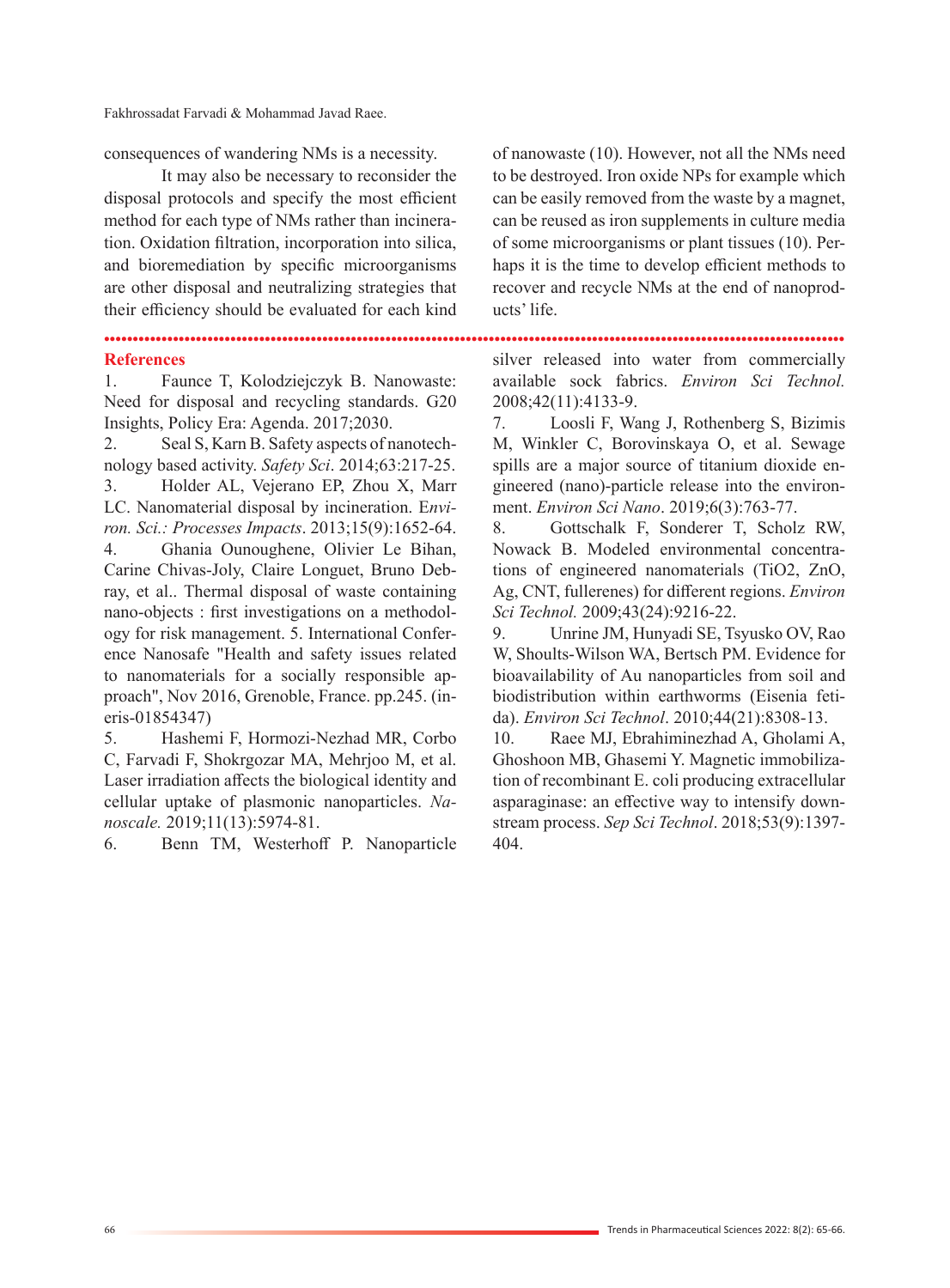consequences of wandering NMs is a necessity.

It may also be necessary to reconsider the disposal protocols and specify the most efficient method for each type of NMs rather than incineration. Oxidation filtration, incorporation into silica, and bioremediation by specific microorganisms are other disposal and neutralizing strategies that their efficiency should be evaluated for each kind of nanowaste (10). However, not all the NMs need to be destroyed. Iron oxide NPs for example which can be easily removed from the waste by a magnet, can be reused as iron supplements in culture media of some microorganisms or plant tissues (10). Perhaps it is the time to develop efficient methods to recover and recycle NMs at the end of nanoproducts' life.

## References

1. Faunce T, Kolodziejczyk B. Nanowaste: Need for disposal and recycling standards. G20 Insights, Policy Era: Agenda. 2017;2030.
2. Seal S, Karn B. Safety aspects of nanotechnology based activity. *Safety Sci*. 2014;63:217-25.
3. Holder AL, Vejerano EP, Zhou X, Marr LC. Nanomaterial disposal by incineration. E*nviron. Sci.: Processes Impacts*. 2013;15(9):1652-64.
4. Ghania Ounoughene, Olivier Le Bihan, Carine Chivas-Joly, Claire Longuet, Bruno Debray, et al.. Thermal disposal of waste containing nano-objects : first investigations on a methodology for risk management. 5. International Conference Nanosafe "Health and safety issues related to nanomaterials for a socially responsible approach", Nov 2016, Grenoble, France. pp.245. (ineris-01854347)
5. Hashemi F, Hormozi-Nezhad MR, Corbo C, Farvadi F, Shokrgozar MA, Mehrjoo M, et al. Laser irradiation affects the biological identity and cellular uptake of plasmonic nanoparticles. *Nanoscale.* 2019;11(13):5974-81.
6. Benn TM, Westerhoff P. Nanoparticle silver released into water from commercially available sock fabrics. *Environ Sci Technol.* 2008;42(11):4133-9.
7. Loosli F, Wang J, Rothenberg S, Bizimis M, Winkler C, Borovinskaya O, et al. Sewage spills are a major source of titanium dioxide engineered (nano)-particle release into the environment. *Environ Sci Nano*. 2019;6(3):763-77.
8. Gottschalk F, Sonderer T, Scholz RW, Nowack B. Modeled environmental concentrations of engineered nanomaterials ($TiO_2$, ZnO, Ag, CNT, fullerenes) for different regions. *Environ Sci Technol.* 2009;43(24):9216-22.
9. Unrine JM, Hunyadi SE, Tsyusko OV, Rao W, Shoults-Wilson WA, Bertsch PM. Evidence for bioavailability of Au nanoparticles from soil and biodistribution within earthworms (Eisenia fetida). *Environ Sci Technol*. 2010;44(21):8308-13.
10. Raee MJ, Ebrahiminezhad A, Gholami A, Ghoshoon MB, Ghasemi Y. Magnetic immobilization of recombinant E. coli producing extracellular asparaginase: an effective way to intensify downstream process. *Sep Sci Technol*. 2018;53(9):1397-404.